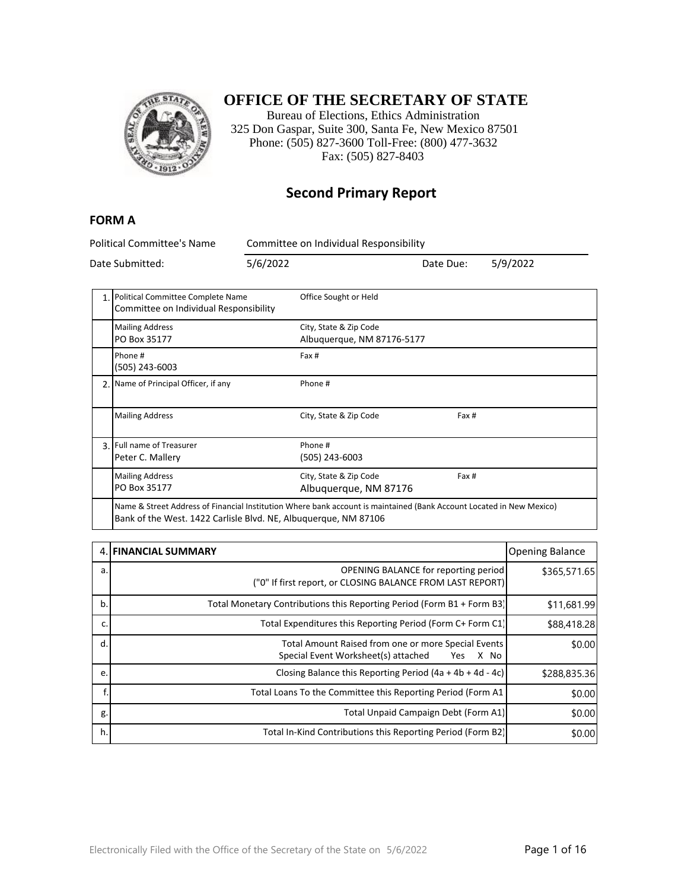# OFFICE OF THE SECRETARY OF STATE

Bureau of Elections, Ethics Administration
325 Don Gaspar, Suite 300, Santa Fe, New Mexico 87501
Phone: (505) 827-3600 Toll-Free: (800) 477-3632
Fax: (505) 827-8403

## Second Primary Report

### FORM A

| | | | |
|---|---|---|---|
| Political Committee's Name | Committee on Individual Responsibility | | |
| Date Submitted: | 5/6/2022 | Date Due: | 5/9/2022 |

| | | | |
|---|---|---|---|
| 1. | Political Committee Complete Name<br>Committee on Individual Responsibility | Office Sought or Held | |
| | Mailing Address<br>PO Box 35177 | City, State & Zip Code<br>Albuquerque, NM 87176-5177 | |
| | Phone #<br>(505) 243-6003 | Fax # | |
| 2. | Name of Principal Officer, if any | Phone # | |
| | Mailing Address | City, State & Zip Code | Fax # |
| 3. | Full name of Treasurer<br>Peter C. Mallery | Phone #<br>(505) 243-6003 | |
| | Mailing Address<br>PO Box 35177 | City, State & Zip Code<br>Albuquerque, NM 87176 | Fax # |
| | Name & Street Address of Financial Institution Where bank account is maintained (Bank Account Located in New Mexico)<br>Bank of the West. 1422 Carlisle Blvd. NE, Albuquerque, NM 87106 | | |

| 4. | FINANCIAL SUMMARY | Opening Balance |
|---|---|---|
| a. | OPENING BALANCE for reporting period<br>("0" If first report, or CLOSING BALANCE FROM LAST REPORT) | $365,571.65 |
| b. | Total Monetary Contributions this Reporting Period (Form B1 + Form B3) | $11,681.99 |
| c. | Total Expenditures this Reporting Period (Form C+ Form C1) | $88,418.28 |
| d. | Total Amount Raised from one or more Special Events<br>Special Event Worksheet(s) attached Yes X No | $0.00 |
| e. | Closing Balance this Reporting Period (4a + 4b + 4d - 4c) | $288,835.36 |
| f. | Total Loans To the Committee this Reporting Period (Form A1 | $0.00 |
| g. | Total Unpaid Campaign Debt (Form A1) | $0.00 |
| h. | Total In-Kind Contributions this Reporting Period (Form B2) | $0.00 |

Electronically Filed with the Office of the Secretary of the State on 5/6/2022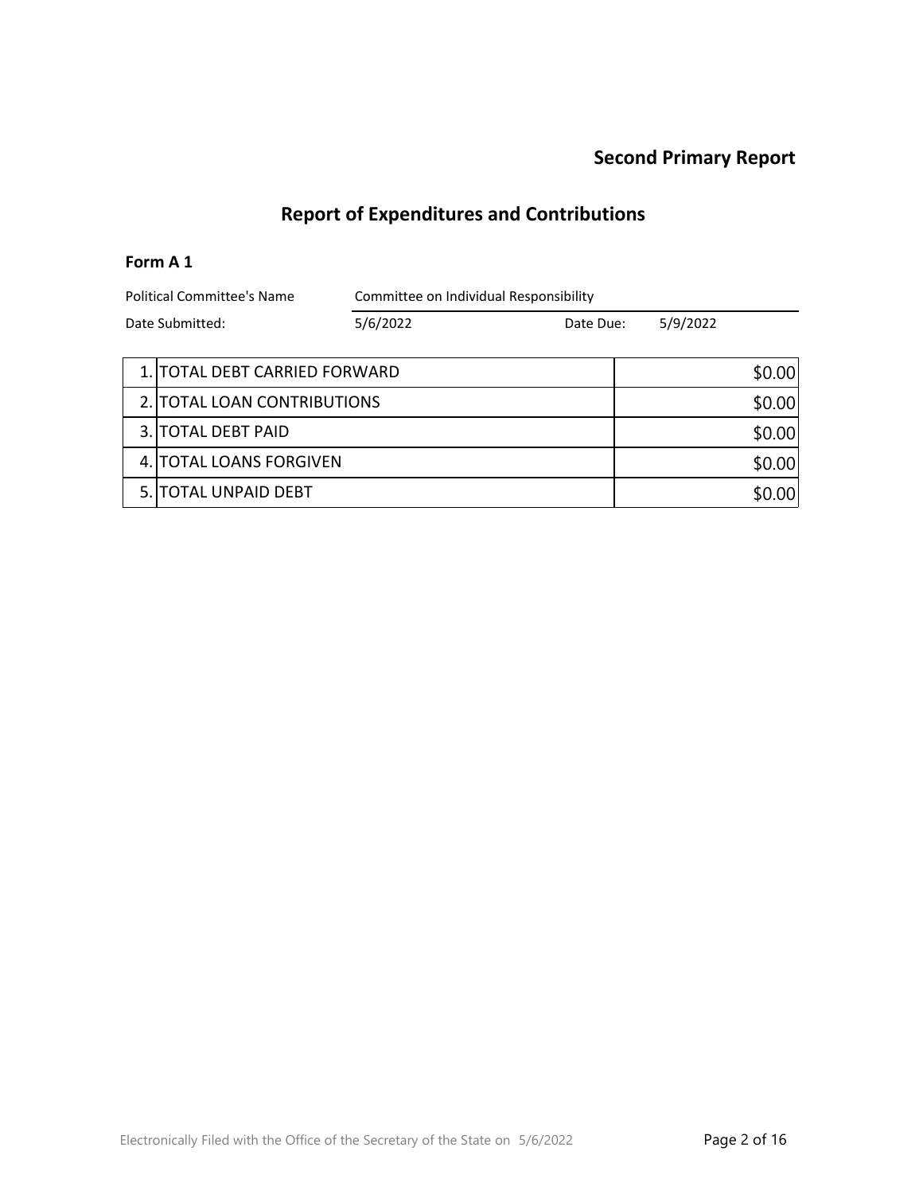## Second Primary Report

# Report of Expenditures and Contributions

### Form A 1

| Political Committee's Name | Committee on Individual Responsibility | | |
|---|---|---|---|
| Date Submitted: | 5/6/2022 | Date Due: | 5/9/2022 |

| | | |
|---|---|---|
| 1. | TOTAL DEBT CARRIED FORWARD | $0.00 |
| 2. | TOTAL LOAN CONTRIBUTIONS | $0.00 |
| 3. | TOTAL DEBT PAID | $0.00 |
| 4. | TOTAL LOANS FORGIVEN | $0.00 |
| 5. | TOTAL UNPAID DEBT | $0.00 |

Electronically Filed with the Office of the Secretary of the State on 5/6/2022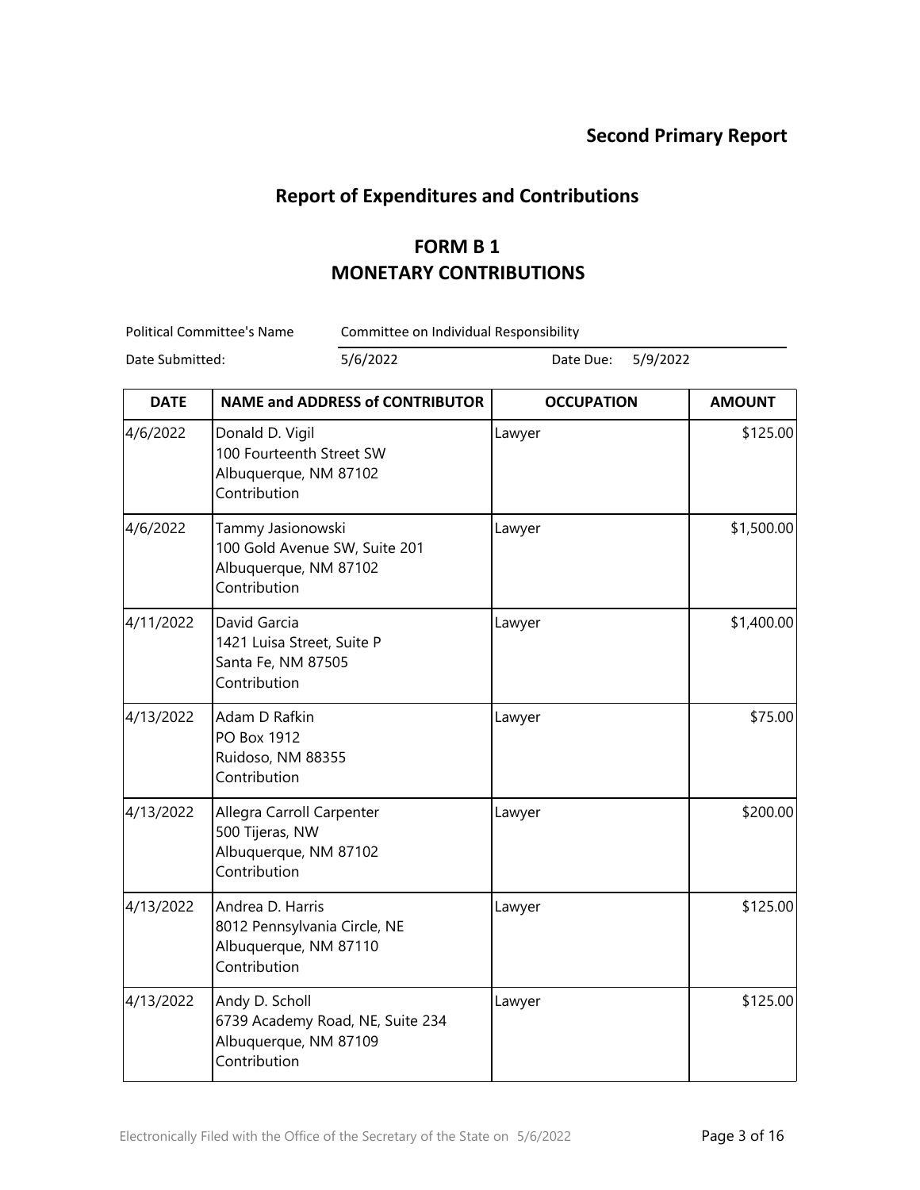**Second Primary Report**

## Report of Expenditures and Contributions

## FORM B 1
## MONETARY CONTRIBUTIONS

Political Committee's Name: Committee on Individual Responsibility

Date Submitted: 5/6/2022 Date Due: 5/9/2022

| DATE | NAME and ADDRESS of CONTRIBUTOR | OCCUPATION | AMOUNT |
|---|---|---|---|
| 4/6/2022 | Donald D. Vigil<br>100 Fourteenth Street SW<br>Albuquerque, NM 87102<br>Contribution | Lawyer | $125.00 |
| 4/6/2022 | Tammy Jasionowski<br>100 Gold Avenue SW, Suite 201<br>Albuquerque, NM 87102<br>Contribution | Lawyer | $1,500.00 |
| 4/11/2022 | David Garcia<br>1421 Luisa Street, Suite P<br>Santa Fe, NM 87505<br>Contribution | Lawyer | $1,400.00 |
| 4/13/2022 | Adam D Rafkin<br>PO Box 1912<br>Ruidoso, NM 88355<br>Contribution | Lawyer | $75.00 |
| 4/13/2022 | Allegra Carroll Carpenter<br>500 Tijeras, NW<br>Albuquerque, NM 87102<br>Contribution | Lawyer | $200.00 |
| 4/13/2022 | Andrea D. Harris<br>8012 Pennsylvania Circle, NE<br>Albuquerque, NM 87110<br>Contribution | Lawyer | $125.00 |
| 4/13/2022 | Andy D. Scholl<br>6739 Academy Road, NE, Suite 234<br>Albuquerque, NM 87109<br>Contribution | Lawyer | $125.00 |

Electronically Filed with the Office of the Secretary of the State on 5/6/2022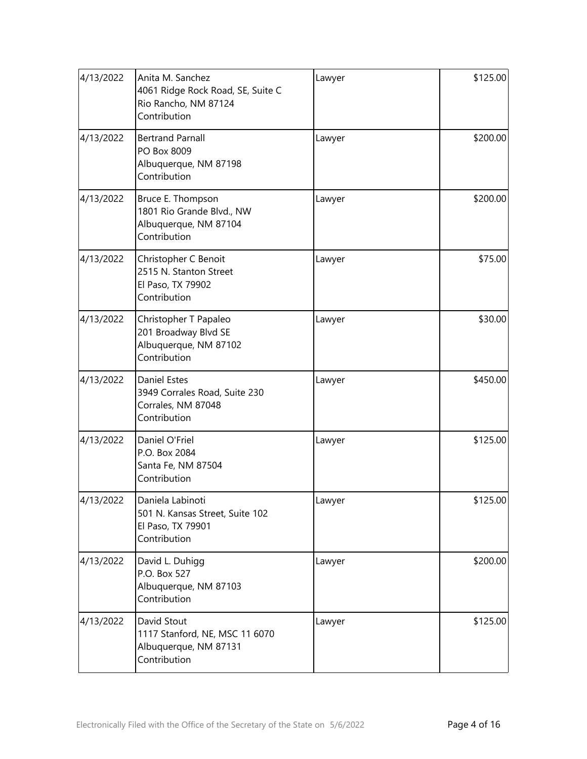| | | | |
|---|---|---|---|
| 4/13/2022 | Anita M. Sanchez<br>4061 Ridge Rock Road, SE, Suite C<br>Rio Rancho, NM 87124<br>Contribution | Lawyer | $125.00 |
| 4/13/2022 | Bertrand Parnall<br>PO Box 8009<br>Albuquerque, NM 87198<br>Contribution | Lawyer | $200.00 |
| 4/13/2022 | Bruce E. Thompson<br>1801 Rio Grande Blvd., NW<br>Albuquerque, NM 87104<br>Contribution | Lawyer | $200.00 |
| 4/13/2022 | Christopher C Benoit<br>2515 N. Stanton Street<br>El Paso, TX 79902<br>Contribution | Lawyer | $75.00 |
| 4/13/2022 | Christopher T Papaleo<br>201 Broadway Blvd SE<br>Albuquerque, NM 87102<br>Contribution | Lawyer | $30.00 |
| 4/13/2022 | Daniel Estes<br>3949 Corrales Road, Suite 230<br>Corrales, NM 87048<br>Contribution | Lawyer | $450.00 |
| 4/13/2022 | Daniel O'Friel<br>P.O. Box 2084<br>Santa Fe, NM 87504<br>Contribution | Lawyer | $125.00 |
| 4/13/2022 | Daniela Labinoti<br>501 N. Kansas Street, Suite 102<br>El Paso, TX 79901<br>Contribution | Lawyer | $125.00 |
| 4/13/2022 | David L. Duhigg<br>P.O. Box 527<br>Albuquerque, NM 87103<br>Contribution | Lawyer | $200.00 |
| 4/13/2022 | David Stout<br>1117 Stanford, NE, MSC 11 6070<br>Albuquerque, NM 87131<br>Contribution | Lawyer | $125.00 |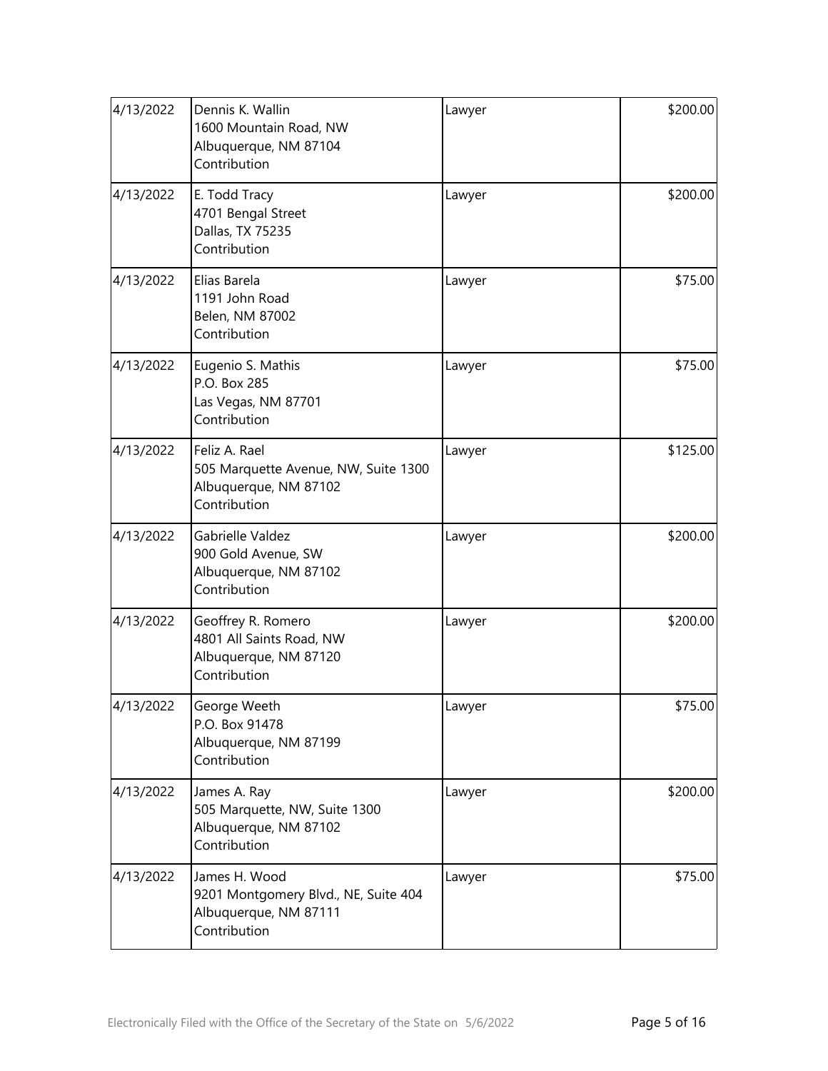| | | | |
|---|---|---|---|
| 4/13/2022 | Dennis K. Wallin<br>1600 Mountain Road, NW<br>Albuquerque, NM 87104<br>Contribution | Lawyer | $200.00 |
| 4/13/2022 | E. Todd Tracy<br>4701 Bengal Street<br>Dallas, TX 75235<br>Contribution | Lawyer | $200.00 |
| 4/13/2022 | Elias Barela<br>1191 John Road<br>Belen, NM 87002<br>Contribution | Lawyer | $75.00 |
| 4/13/2022 | Eugenio S. Mathis<br>P.O. Box 285<br>Las Vegas, NM 87701<br>Contribution | Lawyer | $75.00 |
| 4/13/2022 | Feliz A. Rael<br>505 Marquette Avenue, NW, Suite 1300<br>Albuquerque, NM 87102<br>Contribution | Lawyer | $125.00 |
| 4/13/2022 | Gabrielle Valdez<br>900 Gold Avenue, SW<br>Albuquerque, NM 87102<br>Contribution | Lawyer | $200.00 |
| 4/13/2022 | Geoffrey R. Romero<br>4801 All Saints Road, NW<br>Albuquerque, NM 87120<br>Contribution | Lawyer | $200.00 |
| 4/13/2022 | George Weeth<br>P.O. Box 91478<br>Albuquerque, NM 87199<br>Contribution | Lawyer | $75.00 |
| 4/13/2022 | James A. Ray<br>505 Marquette, NW, Suite 1300<br>Albuquerque, NM 87102<br>Contribution | Lawyer | $200.00 |
| 4/13/2022 | James H. Wood<br>9201 Montgomery Blvd., NE, Suite 404<br>Albuquerque, NM 87111<br>Contribution | Lawyer | $75.00 |

Electronically Filed with the Office of the Secretary of the State on 5/6/2022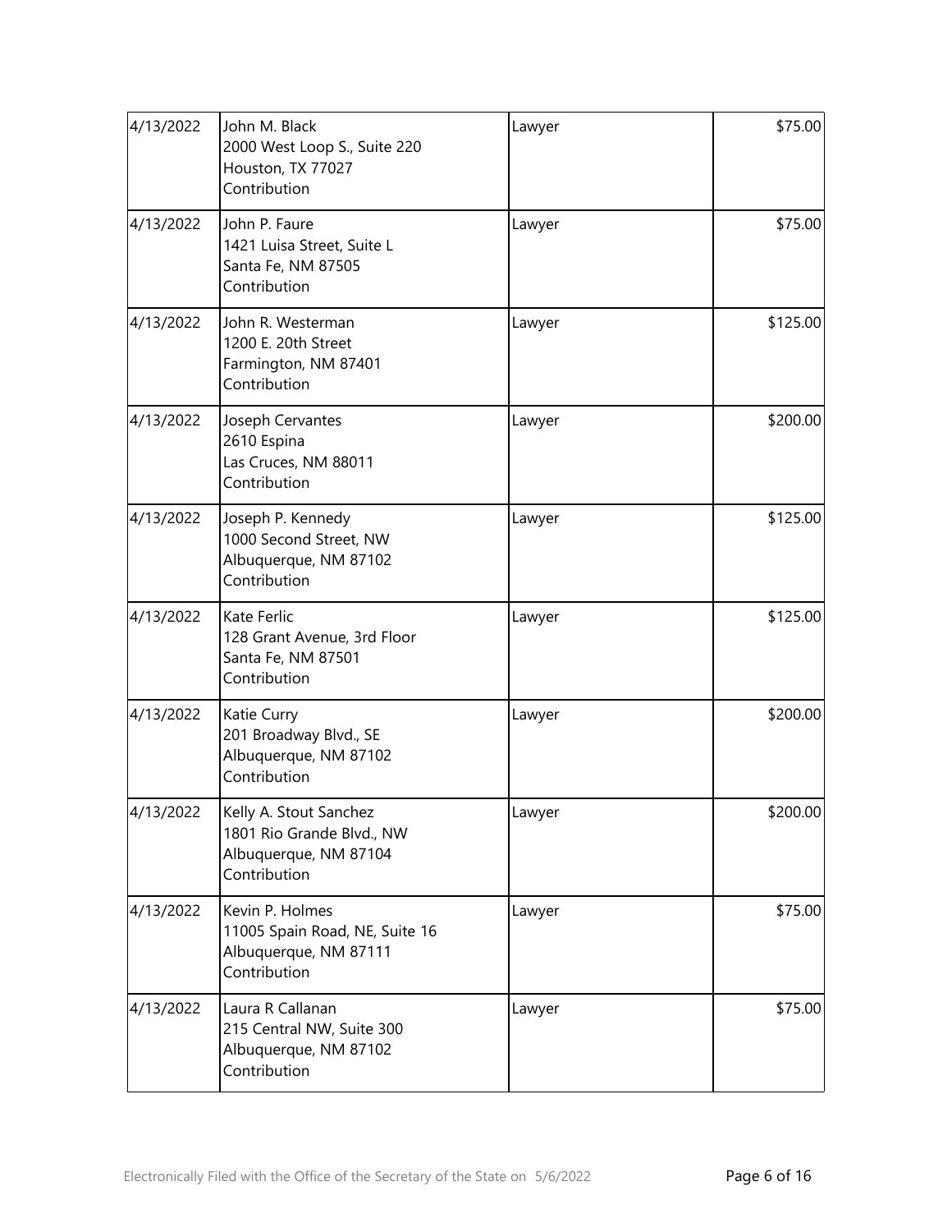| | | | |
|---|---|---|---|
| 4/13/2022 | John M. Black<br>2000 West Loop S., Suite 220<br>Houston, TX 77027<br>Contribution | Lawyer | $75.00 |
| 4/13/2022 | John P. Faure<br>1421 Luisa Street, Suite L<br>Santa Fe, NM 87505<br>Contribution | Lawyer | $75.00 |
| 4/13/2022 | John R. Westerman<br>1200 E. 20th Street<br>Farmington, NM 87401<br>Contribution | Lawyer | $125.00 |
| 4/13/2022 | Joseph Cervantes<br>2610 Espina<br>Las Cruces, NM 88011<br>Contribution | Lawyer | $200.00 |
| 4/13/2022 | Joseph P. Kennedy<br>1000 Second Street, NW<br>Albuquerque, NM 87102<br>Contribution | Lawyer | $125.00 |
| 4/13/2022 | Kate Ferlic<br>128 Grant Avenue, 3rd Floor<br>Santa Fe, NM 87501<br>Contribution | Lawyer | $125.00 |
| 4/13/2022 | Katie Curry<br>201 Broadway Blvd., SE<br>Albuquerque, NM 87102<br>Contribution | Lawyer | $200.00 |
| 4/13/2022 | Kelly A. Stout Sanchez<br>1801 Rio Grande Blvd., NW<br>Albuquerque, NM 87104<br>Contribution | Lawyer | $200.00 |
| 4/13/2022 | Kevin P. Holmes<br>11005 Spain Road, NE, Suite 16<br>Albuquerque, NM 87111<br>Contribution | Lawyer | $75.00 |
| 4/13/2022 | Laura R Callanan<br>215 Central NW, Suite 300<br>Albuquerque, NM 87102<br>Contribution | Lawyer | $75.00 |

Electronically Filed with the Office of the Secretary of the State on 5/6/2022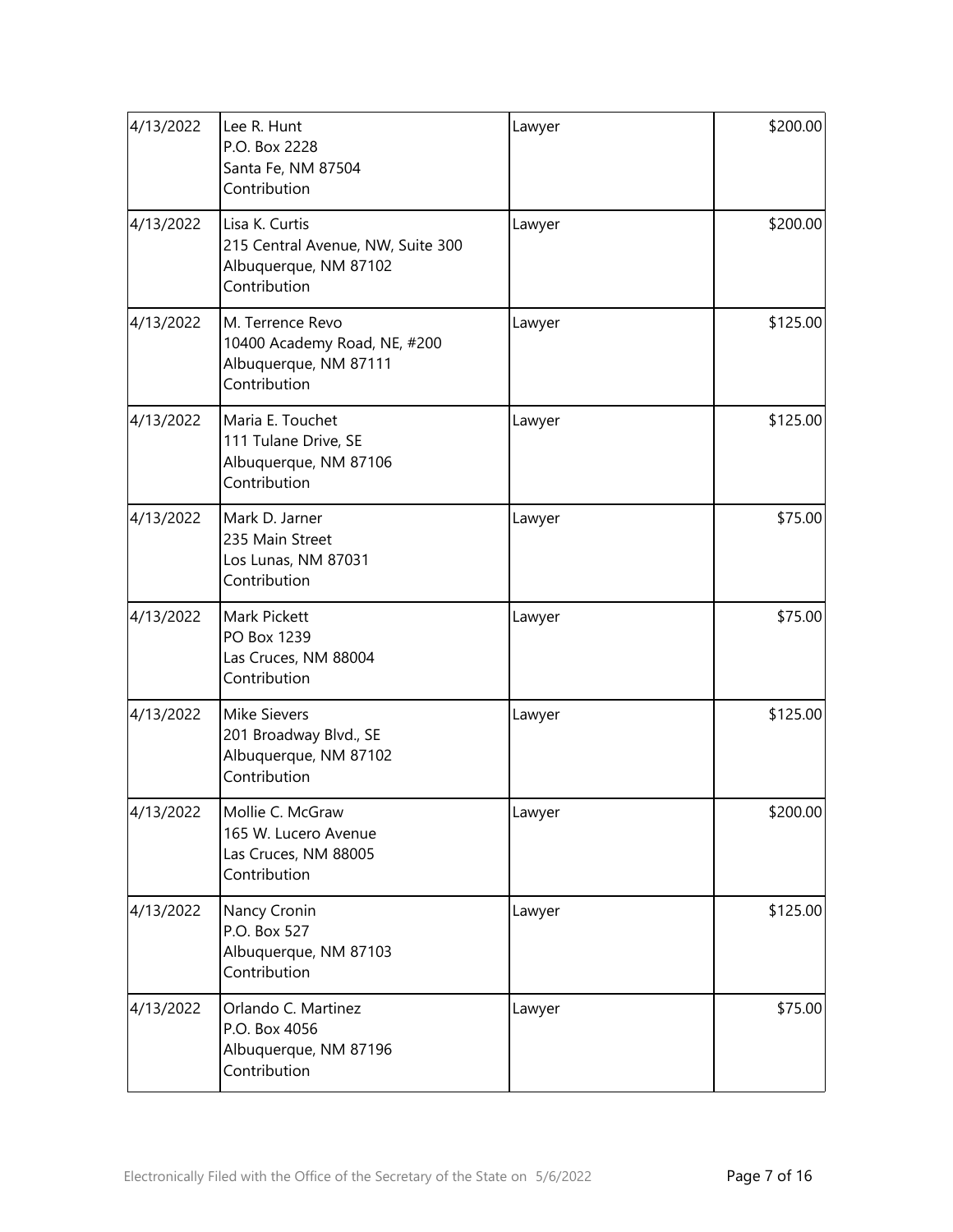| | | | |
|---|---|---|---|
| 4/13/2022 | Lee R. Hunt<br>P.O. Box 2228<br>Santa Fe, NM 87504<br>Contribution | Lawyer | \$200.00 |
| 4/13/2022 | Lisa K. Curtis<br>215 Central Avenue, NW, Suite 300<br>Albuquerque, NM 87102<br>Contribution | Lawyer | \$200.00 |
| 4/13/2022 | M. Terrence Revo<br>10400 Academy Road, NE, #200<br>Albuquerque, NM 87111<br>Contribution | Lawyer | \$125.00 |
| 4/13/2022 | Maria E. Touchet<br>111 Tulane Drive, SE<br>Albuquerque, NM 87106<br>Contribution | Lawyer | \$125.00 |
| 4/13/2022 | Mark D. Jarner<br>235 Main Street<br>Los Lunas, NM 87031<br>Contribution | Lawyer | \$75.00 |
| 4/13/2022 | Mark Pickett<br>PO Box 1239<br>Las Cruces, NM 88004<br>Contribution | Lawyer | \$75.00 |
| 4/13/2022 | Mike Sievers<br>201 Broadway Blvd., SE<br>Albuquerque, NM 87102<br>Contribution | Lawyer | \$125.00 |
| 4/13/2022 | Mollie C. McGraw<br>165 W. Lucero Avenue<br>Las Cruces, NM 88005<br>Contribution | Lawyer | \$200.00 |
| 4/13/2022 | Nancy Cronin<br>P.O. Box 527<br>Albuquerque, NM 87103<br>Contribution | Lawyer | \$125.00 |
| 4/13/2022 | Orlando C. Martinez<br>P.O. Box 4056<br>Albuquerque, NM 87196<br>Contribution | Lawyer | \$75.00 |

Electronically Filed with the Office of the Secretary of the State on 5/6/2022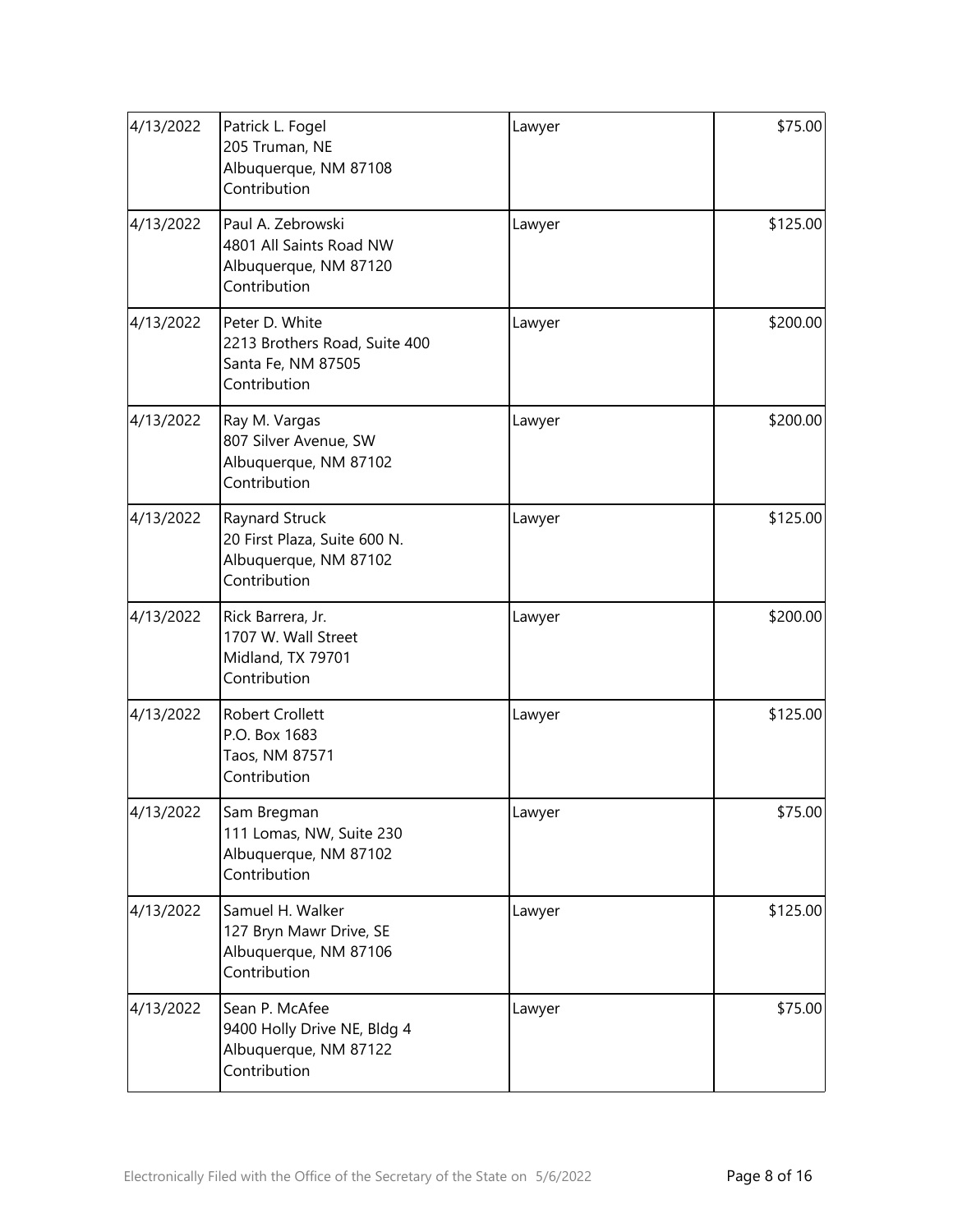| | | | |
|---|---|---|---|
| 4/13/2022 | Patrick L. Fogel<br>205 Truman, NE<br>Albuquerque, NM 87108<br>Contribution | Lawyer | $75.00 |
| 4/13/2022 | Paul A. Zebrowski<br>4801 All Saints Road NW<br>Albuquerque, NM 87120<br>Contribution | Lawyer | $125.00 |
| 4/13/2022 | Peter D. White<br>2213 Brothers Road, Suite 400<br>Santa Fe, NM 87505<br>Contribution | Lawyer | $200.00 |
| 4/13/2022 | Ray M. Vargas<br>807 Silver Avenue, SW<br>Albuquerque, NM 87102<br>Contribution | Lawyer | $200.00 |
| 4/13/2022 | Raynard Struck<br>20 First Plaza, Suite 600 N.<br>Albuquerque, NM 87102<br>Contribution | Lawyer | $125.00 |
| 4/13/2022 | Rick Barrera, Jr.<br>1707 W. Wall Street<br>Midland, TX 79701<br>Contribution | Lawyer | $200.00 |
| 4/13/2022 | Robert Crollett<br>P.O. Box 1683<br>Taos, NM 87571<br>Contribution | Lawyer | $125.00 |
| 4/13/2022 | Sam Bregman<br>111 Lomas, NW, Suite 230<br>Albuquerque, NM 87102<br>Contribution | Lawyer | $75.00 |
| 4/13/2022 | Samuel H. Walker<br>127 Bryn Mawr Drive, SE<br>Albuquerque, NM 87106<br>Contribution | Lawyer | $125.00 |
| 4/13/2022 | Sean P. McAfee<br>9400 Holly Drive NE, Bldg 4<br>Albuquerque, NM 87122<br>Contribution | Lawyer | $75.00 |

Electronically Filed with the Office of the Secretary of the State on 5/6/2022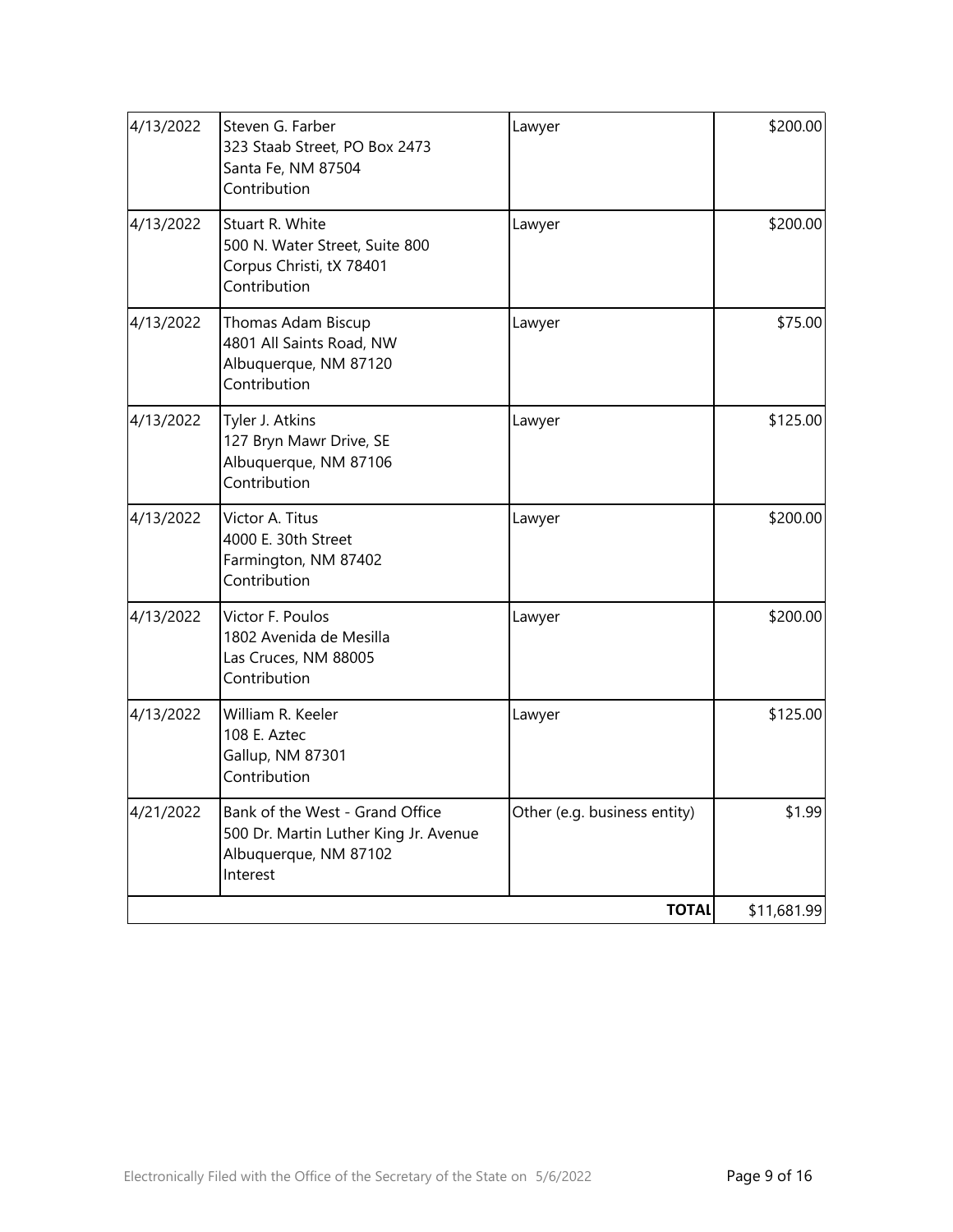| | | | |
|---|---|---|---|
| 4/13/2022 | Steven G. Farber<br>323 Staab Street, PO Box 2473<br>Santa Fe, NM 87504<br>Contribution | Lawyer | $200.00 |
| 4/13/2022 | Stuart R. White<br>500 N. Water Street, Suite 800<br>Corpus Christi, tX 78401<br>Contribution | Lawyer | $200.00 |
| 4/13/2022 | Thomas Adam Biscup<br>4801 All Saints Road, NW<br>Albuquerque, NM 87120<br>Contribution | Lawyer | $75.00 |
| 4/13/2022 | Tyler J. Atkins<br>127 Bryn Mawr Drive, SE<br>Albuquerque, NM 87106<br>Contribution | Lawyer | $125.00 |
| 4/13/2022 | Victor A. Titus<br>4000 E. 30th Street<br>Farmington, NM 87402<br>Contribution | Lawyer | $200.00 |
| 4/13/2022 | Victor F. Poulos<br>1802 Avenida de Mesilla<br>Las Cruces, NM 88005<br>Contribution | Lawyer | $200.00 |
| 4/13/2022 | William R. Keeler<br>108 E. Aztec<br>Gallup, NM 87301<br>Contribution | Lawyer | $125.00 |
| 4/21/2022 | Bank of the West - Grand Office<br>500 Dr. Martin Luther King Jr. Avenue<br>Albuquerque, NM 87102<br>Interest | Other (e.g. business entity) | $1.99 |
| | | **TOTAL** | $11,681.99 |

Electronically Filed with the Office of the Secretary of the State on 5/6/2022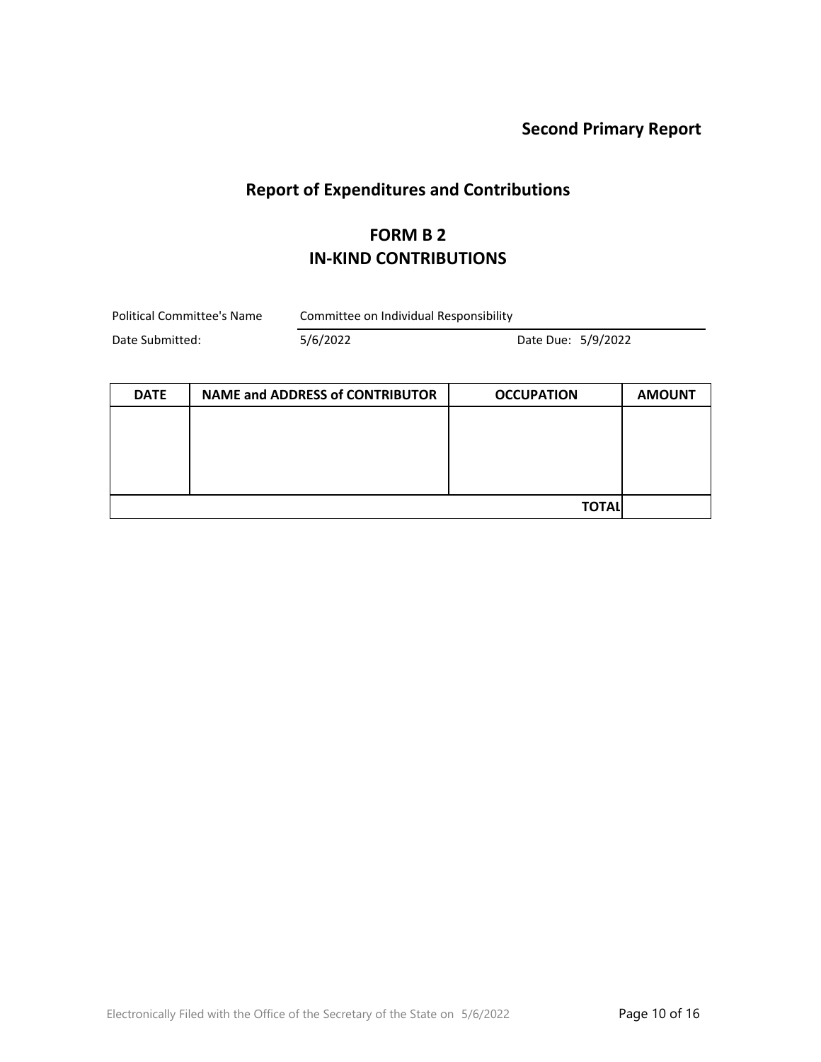**Second Primary Report**

## Report of Expenditures and Contributions

## FORM B 2
## IN-KIND CONTRIBUTIONS

Political Committee's Name: Committee on Individual Responsibility

Date Submitted: 5/6/2022 Date Due: 5/9/2022

| DATE | NAME and ADDRESS of CONTRIBUTOR | OCCUPATION | AMOUNT |
|---|---|---|---|
| | | | |
| | | TOTAL | |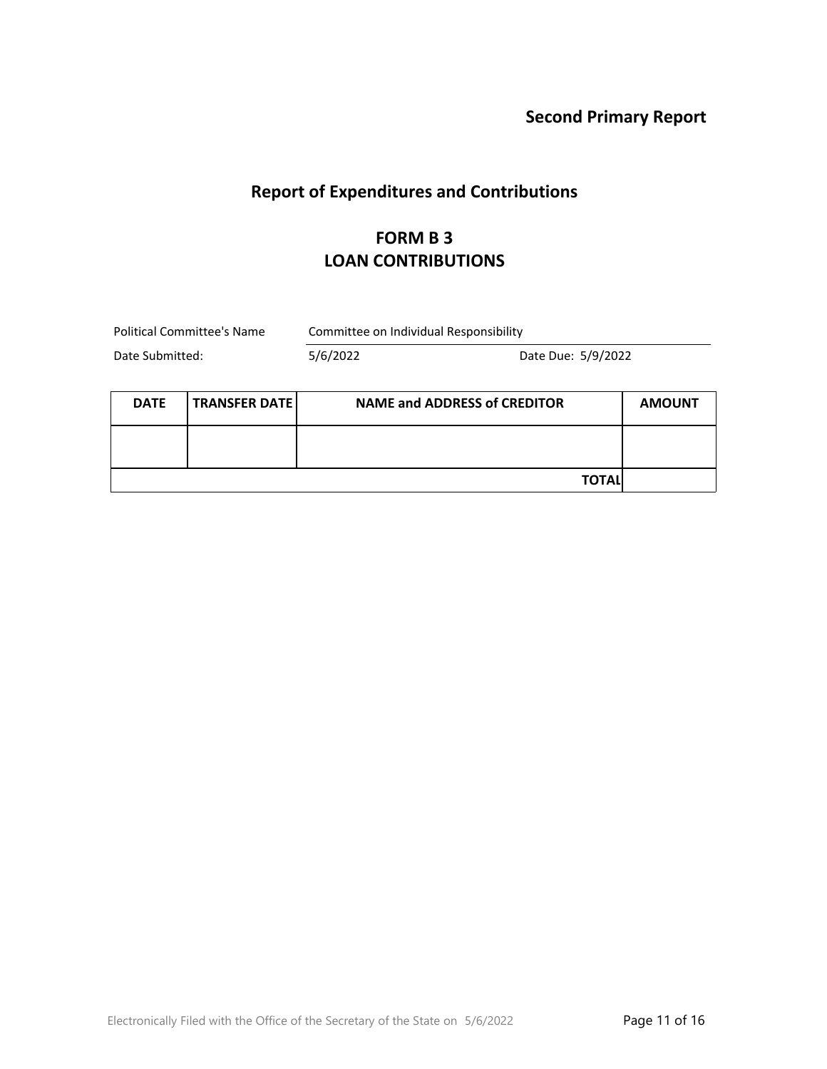**Second Primary Report**

## Report of Expenditures and Contributions

### FORM B 3
### LOAN CONTRIBUTIONS

Political Committee's Name: Committee on Individual Responsibility

Date Submitted: 5/6/2022 Date Due: 5/9/2022

| DATE | TRANSFER DATE | NAME and ADDRESS of CREDITOR | AMOUNT |
|---|---|---|---|
| | | | |
| | | **TOTAL** | |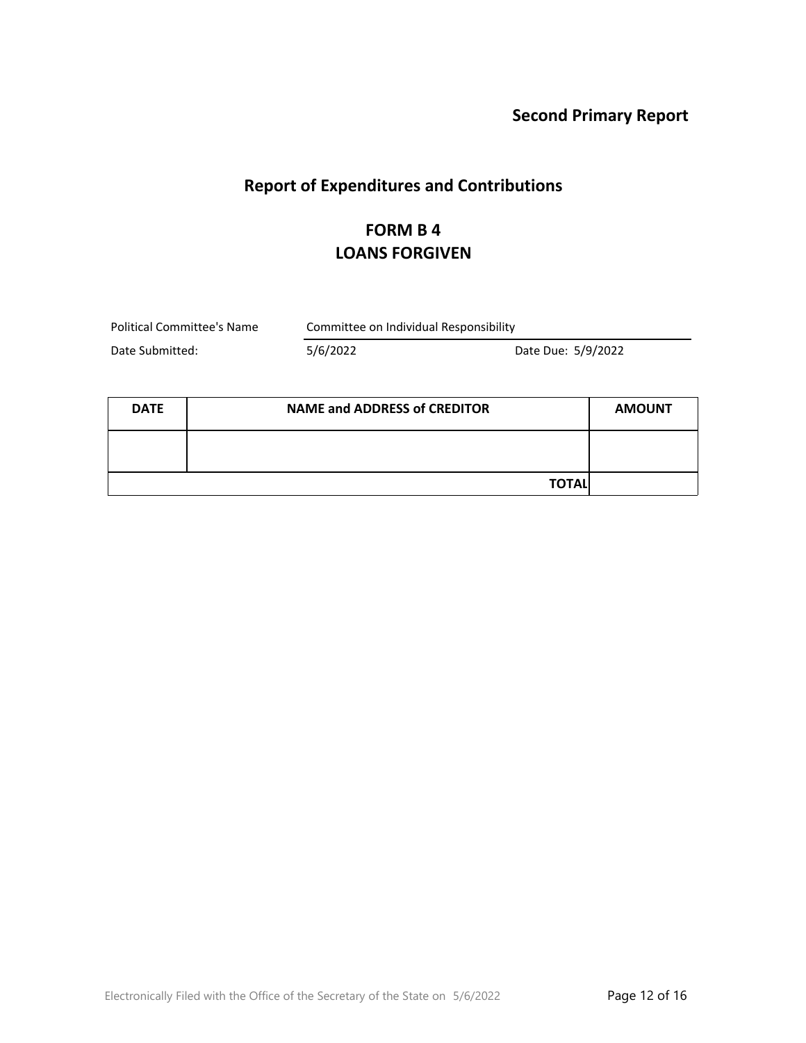**Second Primary Report**

## Report of Expenditures and Contributions

## FORM B 4
## LOANS FORGIVEN

| | | |
|---|---|---|
| Political Committee's Name | Committee on Individual Responsibility | |
| Date Submitted: | 5/6/2022 | Date Due: 5/9/2022 |

| DATE | NAME and ADDRESS of CREDITOR | AMOUNT |
|---|---|---|
| | | |
| | TOTAL | |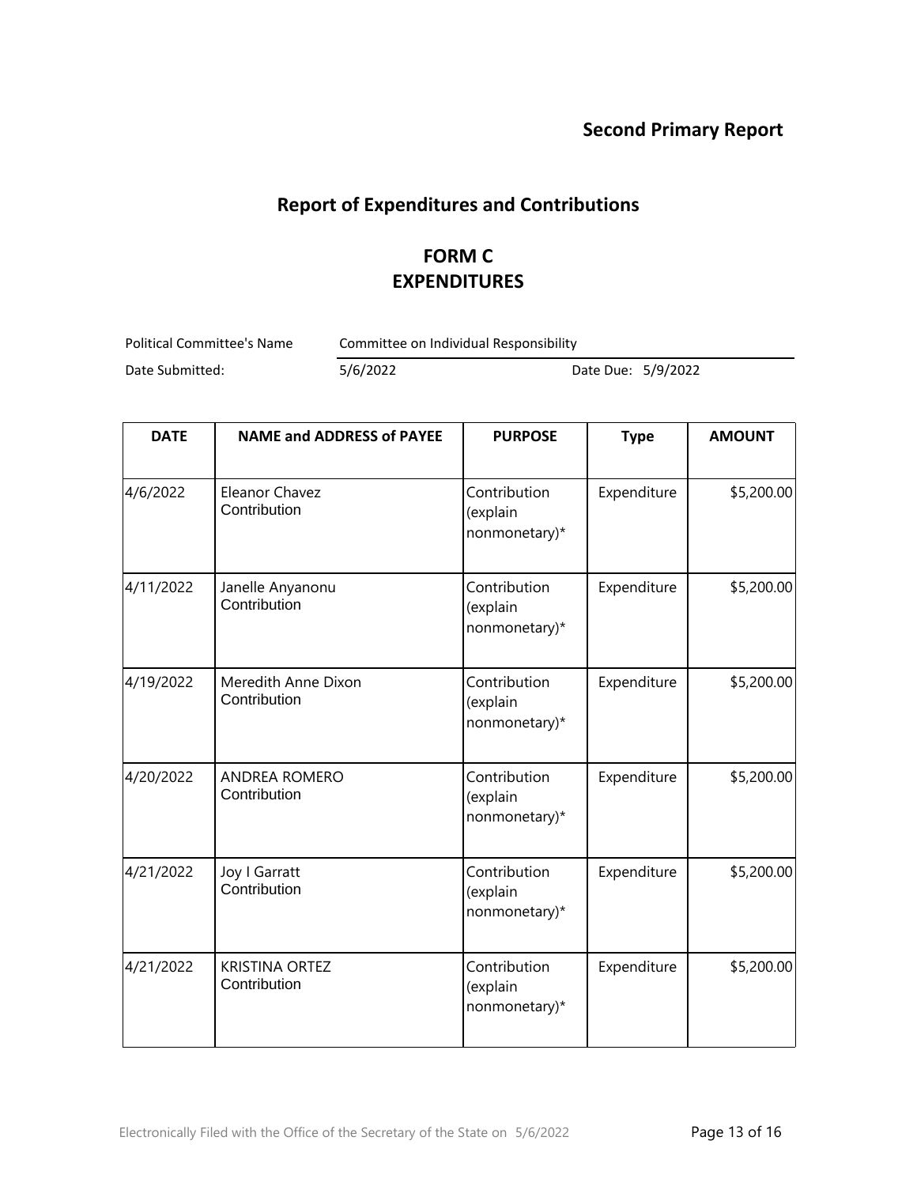**Second Primary Report**

## Report of Expenditures and Contributions

## FORM C
## EXPENDITURES

| | | | |
|---|---|---|---|
| Political Committee's Name | Committee on Individual Responsibility | | |
| Date Submitted: | 5/6/2022 | Date Due: | 5/9/2022 |

| DATE | NAME and ADDRESS of PAYEE | PURPOSE | Type | AMOUNT |
|---|---|---|---|---|
| 4/6/2022 | Eleanor Chavez<br>Contribution | Contribution (explain nonmonetary)* | Expenditure | $5,200.00 |
| 4/11/2022 | Janelle Anyanonu<br>Contribution | Contribution (explain nonmonetary)* | Expenditure | $5,200.00 |
| 4/19/2022 | Meredith Anne Dixon<br>Contribution | Contribution (explain nonmonetary)* | Expenditure | $5,200.00 |
| 4/20/2022 | ANDREA ROMERO<br>Contribution | Contribution (explain nonmonetary)* | Expenditure | $5,200.00 |
| 4/21/2022 | Joy I Garratt<br>Contribution | Contribution (explain nonmonetary)* | Expenditure | $5,200.00 |
| 4/21/2022 | KRISTINA ORTEZ<br>Contribution | Contribution (explain nonmonetary)* | Expenditure | $5,200.00 |

Electronically Filed with the Office of the Secretary of the State on 5/6/2022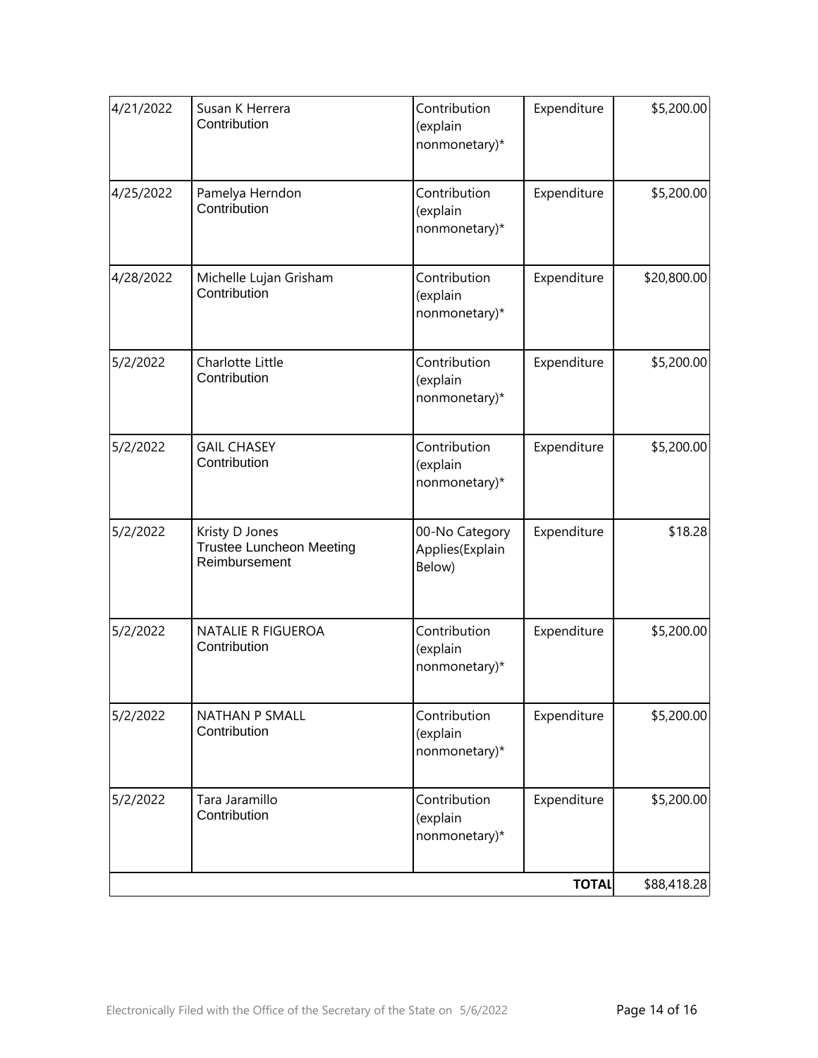| | | | | |
|---|---|---|---|---|
| 4/21/2022 | Susan K Herrera<br>Contribution | Contribution (explain nonmonetary)* | Expenditure | $5,200.00 |
| 4/25/2022 | Pamelya Herndon<br>Contribution | Contribution (explain nonmonetary)* | Expenditure | $5,200.00 |
| 4/28/2022 | Michelle Lujan Grisham<br>Contribution | Contribution (explain nonmonetary)* | Expenditure | $20,800.00 |
| 5/2/2022 | Charlotte Little<br>Contribution | Contribution (explain nonmonetary)* | Expenditure | $5,200.00 |
| 5/2/2022 | GAIL CHASEY<br>Contribution | Contribution (explain nonmonetary)* | Expenditure | $5,200.00 |
| 5/2/2022 | Kristy D Jones<br>Trustee Luncheon Meeting Reimbursement | 00-No Category Applies(Explain Below) | Expenditure | $18.28 |
| 5/2/2022 | NATALIE R FIGUEROA<br>Contribution | Contribution (explain nonmonetary)* | Expenditure | $5,200.00 |
| 5/2/2022 | NATHAN P SMALL<br>Contribution | Contribution (explain nonmonetary)* | Expenditure | $5,200.00 |
| 5/2/2022 | Tara Jaramillo<br>Contribution | Contribution (explain nonmonetary)* | Expenditure | $5,200.00 |
| | | | **TOTAL** | $88,418.28 |

Electronically Filed with the Office of the Secretary of the State on 5/6/2022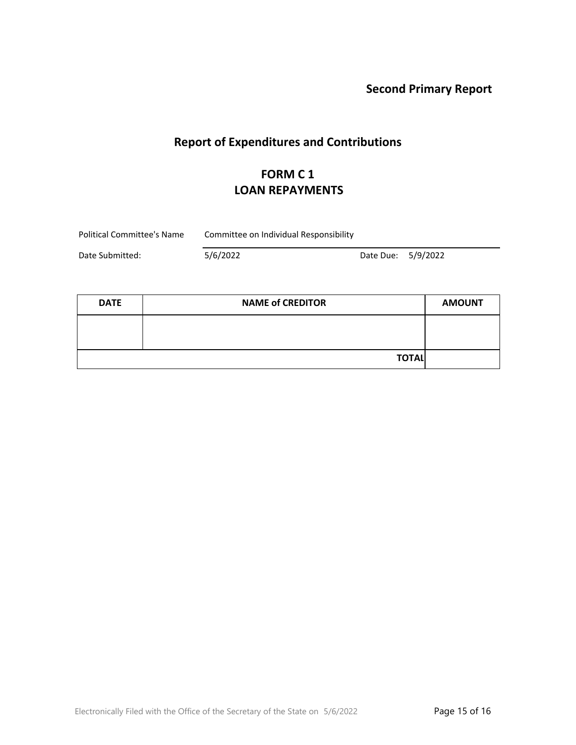**Second Primary Report**

## Report of Expenditures and Contributions

## FORM C 1
## LOAN REPAYMENTS

Political Committee's Name: Committee on Individual Responsibility

Date Submitted: 5/6/2022 Date Due: 5/9/2022

| DATE | NAME of CREDITOR | AMOUNT |
|---|---|---|
| | | |
| | TOTAL | |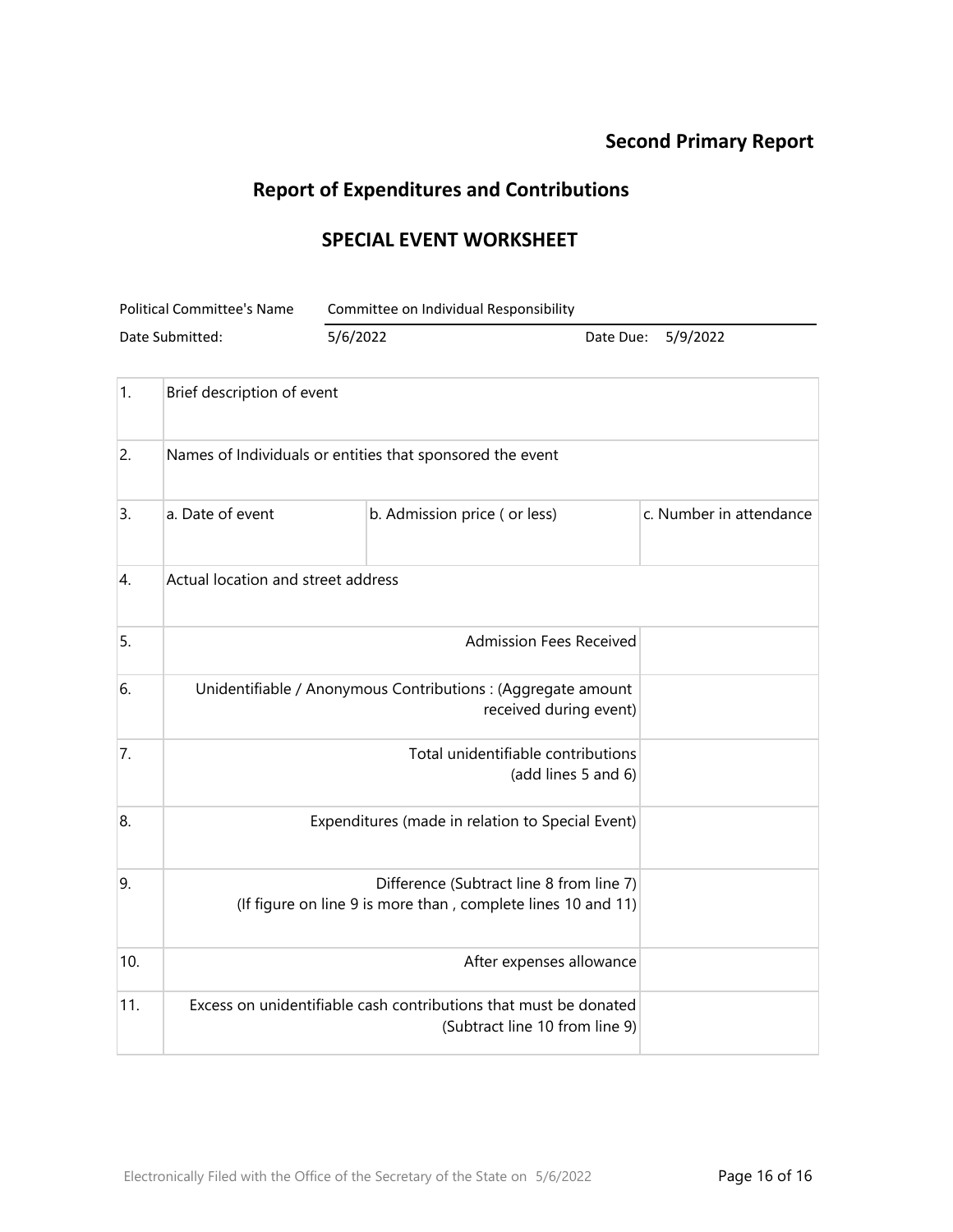**Second Primary Report**

## Report of Expenditures and Contributions

### SPECIAL EVENT WORKSHEET

| | |
|---|---|
| Political Committee's Name | Committee on Individual Responsibility |
| Date Submitted: | 5/6/2022 |
| Date Due: | 5/9/2022 |

| | | | |
|---|---|---|---|
| 1. | Brief description of event | | |
| 2. | Names of Individuals or entities that sponsored the event | | |
| 3. | a. Date of event | b. Admission price ( or less) | c. Number in attendance |
| 4. | Actual location and street address | | |
| 5. | Admission Fees Received | | |
| 6. | Unidentifiable / Anonymous Contributions : (Aggregate amount received during event) | | |
| 7. | Total unidentifiable contributions (add lines 5 and 6) | | |
| 8. | Expenditures (made in relation to Special Event) | | |
| 9. | Difference (Subtract line 8 from line 7) (If figure on line 9 is more than , complete lines 10 and 11) | | |
| 10. | After expenses allowance | | |
| 11. | Excess on unidentifiable cash contributions that must be donated (Subtract line 10 from line 9) | | |

Electronically Filed with the Office of the Secretary of the State on 5/6/2022